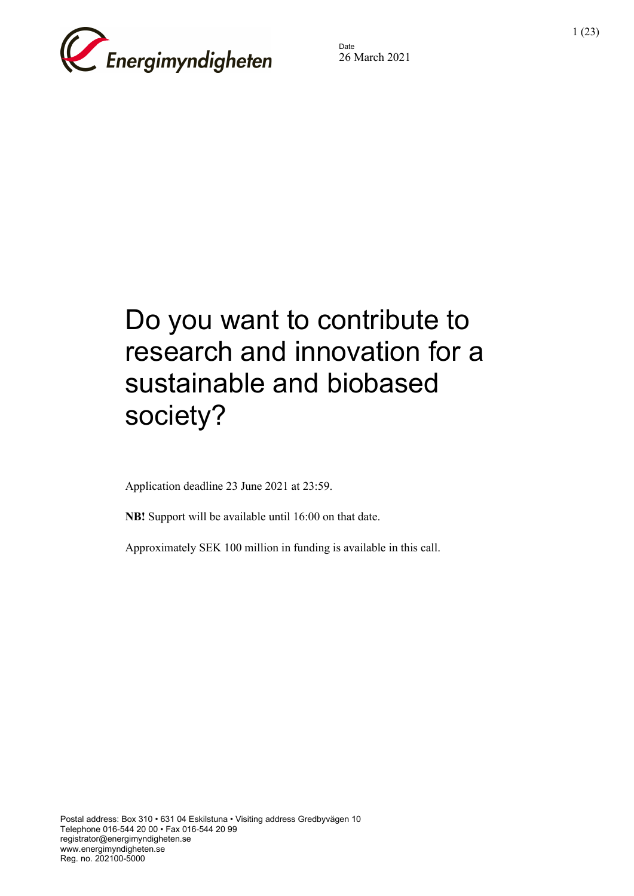Date
26 March 2021

# Do you want to contribute to research and innovation for a sustainable and biobased society?

Application deadline 23 June 2021 at 23:59.

**NB!** Support will be available until 16:00 on that date.

Approximately SEK 100 million in funding is available in this call.

Postal address: Box 310 • 631 04 Eskilstuna • Visiting address Gredbyvägen 10
Telephone 016-544 20 00 • Fax 016-544 20 99
registrator@energimyndigheten.se
www.energimyndigheten.se
Reg. no. 202100-5000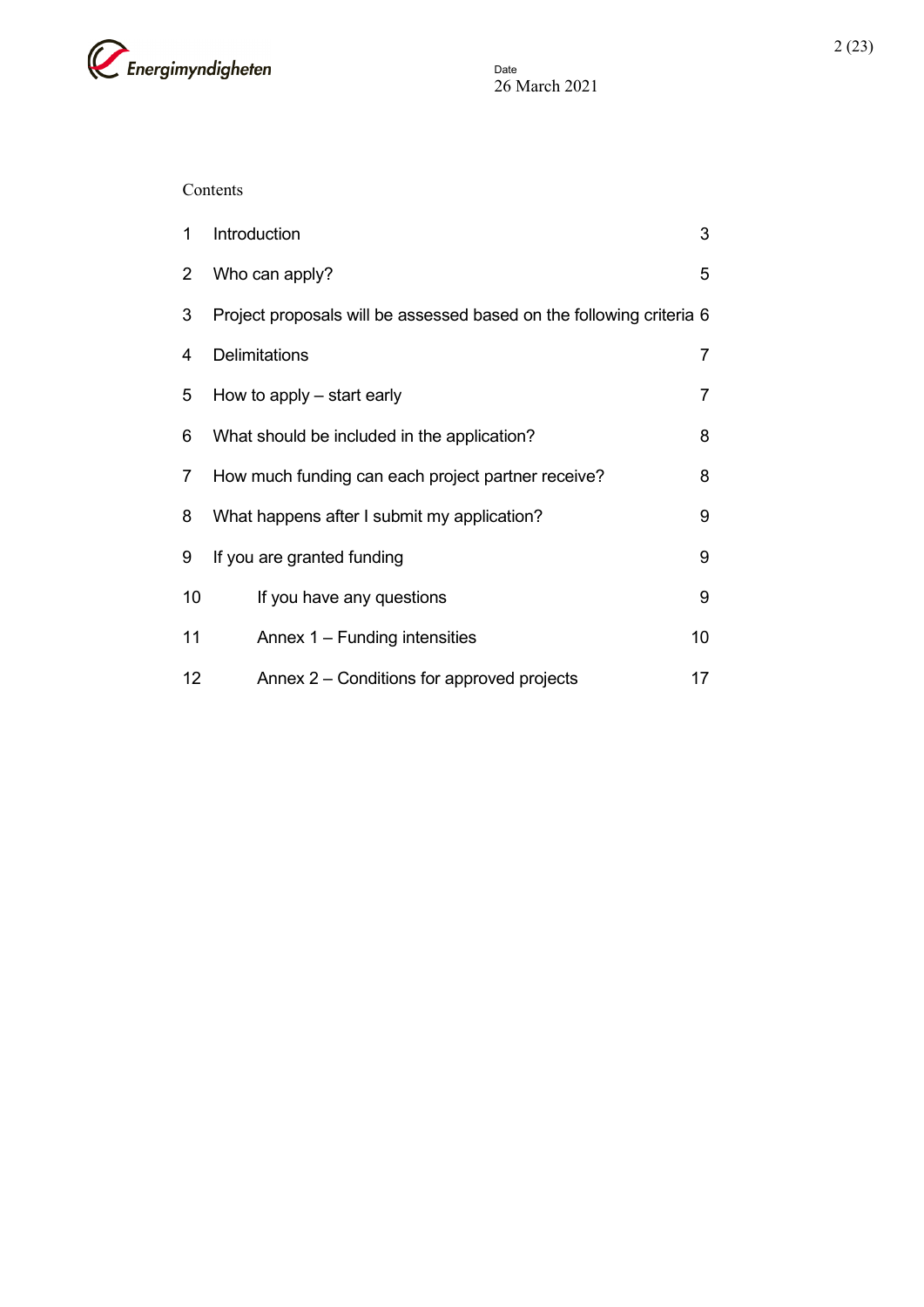Contents

| | | |
|---|---|---|
| 1 | Introduction | 3 |
| 2 | Who can apply? | 5 |
| 3 | Project proposals will be assessed based on the following criteria | 6 |
| 4 | Delimitations | 7 |
| 5 | How to apply – start early | 7 |
| 6 | What should be included in the application? | 8 |
| 7 | How much funding can each project partner receive? | 8 |
| 8 | What happens after I submit my application? | 9 |
| 9 | If you are granted funding | 9 |
| 10 | If you have any questions | 9 |
| 11 | Annex 1 – Funding intensities | 10 |
| 12 | Annex 2 – Conditions for approved projects | 17 |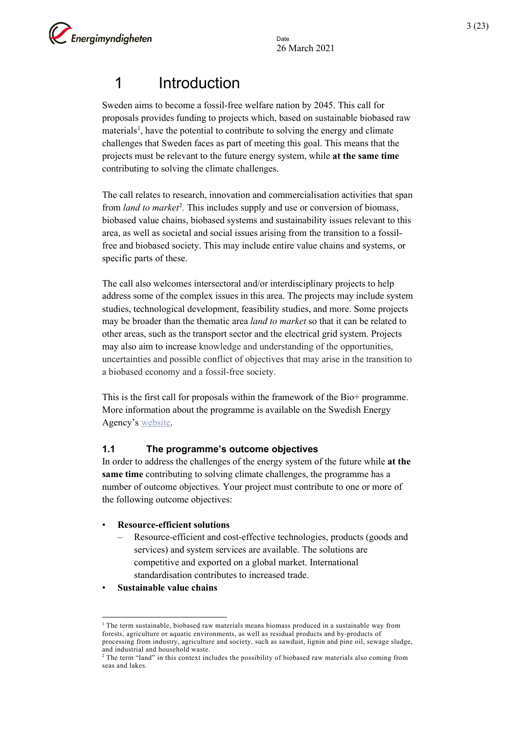# 1 Introduction

Sweden aims to become a fossil-free welfare nation by 2045. This call for proposals provides funding to projects which, based on sustainable biobased raw materials[1], have the potential to contribute to solving the energy and climate challenges that Sweden faces as part of meeting this goal. This means that the projects must be relevant to the future energy system, while **at the same time** contributing to solving the climate challenges.

The call relates to research, innovation and commercialisation activities that span from *land to market*[2]. This includes supply and use or conversion of biomass, biobased value chains, biobased systems and sustainability issues relevant to this area, as well as societal and social issues arising from the transition to a fossil-free and biobased society. This may include entire value chains and systems, or specific parts of these.

The call also welcomes intersectoral and/or interdisciplinary projects to help address some of the complex issues in this area. The projects may include system studies, technological development, feasibility studies, and more. Some projects may be broader than the thematic area *land to market* so that it can be related to other areas, such as the transport sector and the electrical grid system. Projects may also aim to increase knowledge and understanding of the opportunities, uncertainties and possible conflict of objectives that may arise in the transition to a biobased economy and a fossil-free society.

This is the first call for proposals within the framework of the Bio+ programme. More information about the programme is available on the Swedish Energy Agency's website.

## 1.1 The programme's outcome objectives

In order to address the challenges of the energy system of the future while **at the same time** contributing to solving climate challenges, the programme has a number of outcome objectives. Your project must contribute to one or more of the following outcome objectives:

- **Resource-efficient solutions**
  - Resource-efficient and cost-effective technologies, products (goods and services) and system services are available. The solutions are competitive and exported on a global market. International standardisation contributes to increased trade.
- **Sustainable value chains**

---

[1] The term sustainable, biobased raw materials means biomass produced in a sustainable way from forests, agriculture or aquatic environments, as well as residual products and by-products of processing from industry, agriculture and society, such as sawdust, lignin and pine oil, sewage sludge, and industrial and household waste.

[2] The term "land" in this context includes the possibility of biobased raw materials also coming from seas and lakes.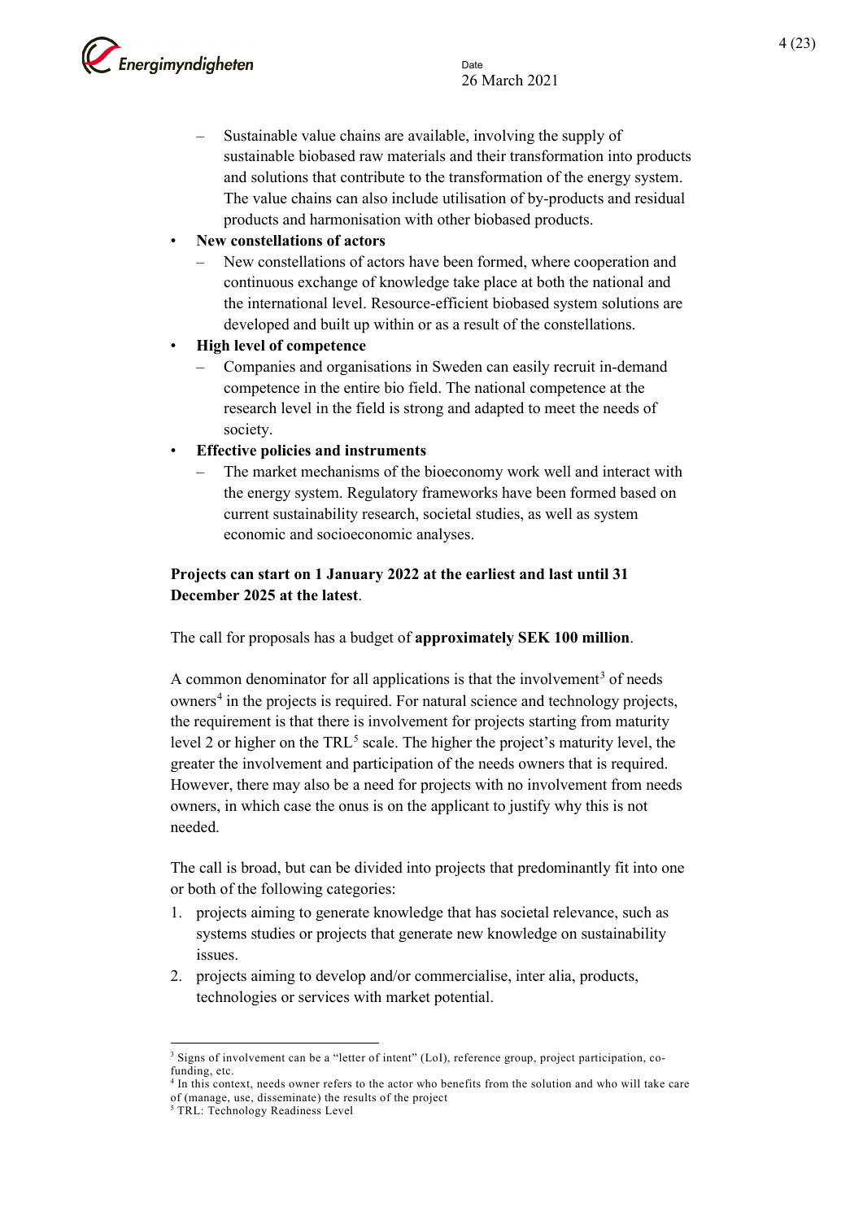- Sustainable value chains are available, involving the supply of sustainable biobased raw materials and their transformation into products and solutions that contribute to the transformation of the energy system. The value chains can also include utilisation of by-products and residual products and harmonisation with other biobased products.

- **New constellations of actors**
  - New constellations of actors have been formed, where cooperation and continuous exchange of knowledge take place at both the national and the international level. Resource-efficient biobased system solutions are developed and built up within or as a result of the constellations.
- **High level of competence**
  - Companies and organisations in Sweden can easily recruit in-demand competence in the entire bio field. The national competence at the research level in the field is strong and adapted to meet the needs of society.
- **Effective policies and instruments**
  - The market mechanisms of the bioeconomy work well and interact with the energy system. Regulatory frameworks have been formed based on current sustainability research, societal studies, as well as system economic and socioeconomic analyses.

**Projects can start on 1 January 2022 at the earliest and last until 31 December 2025 at the latest**.

The call for proposals has a budget of **approximately SEK 100 million**.

A common denominator for all applications is that the involvement[3] of needs owners[4] in the projects is required. For natural science and technology projects, the requirement is that there is involvement for projects starting from maturity level 2 or higher on the TRL[5] scale. The higher the project's maturity level, the greater the involvement and participation of the needs owners that is required. However, there may also be a need for projects with no involvement from needs owners, in which case the onus is on the applicant to justify why this is not needed.

The call is broad, but can be divided into projects that predominantly fit into one or both of the following categories:

1. projects aiming to generate knowledge that has societal relevance, such as systems studies or projects that generate new knowledge on sustainability issues.
2. projects aiming to develop and/or commercialise, inter alia, products, technologies or services with market potential.

---

[3] Signs of involvement can be a "letter of intent" (LoI), reference group, project participation, co-funding, etc.

[4] In this context, needs owner refers to the actor who benefits from the solution and who will take care of (manage, use, disseminate) the results of the project

[5] TRL: Technology Readiness Level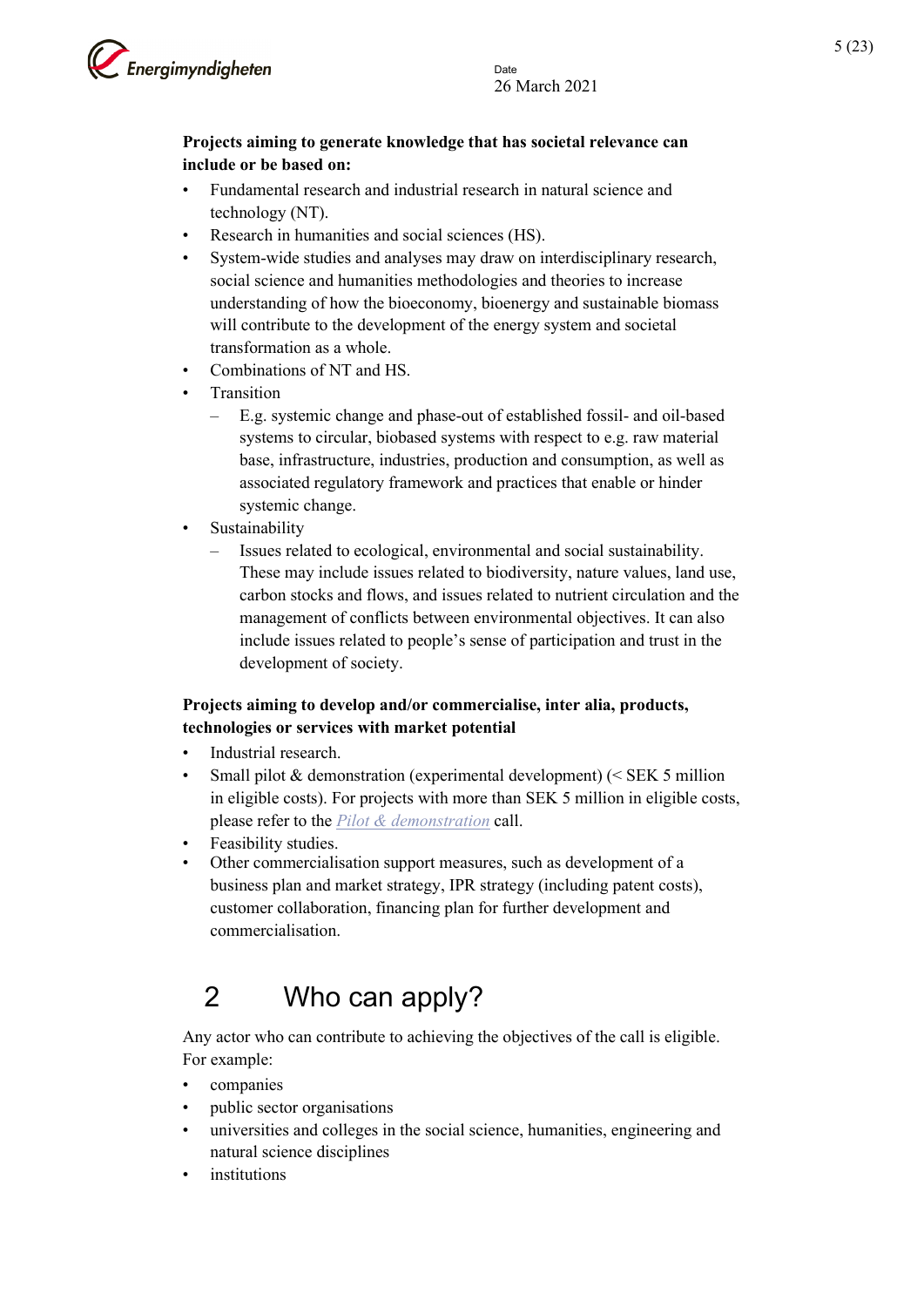**Projects aiming to generate knowledge that has societal relevance can include or be based on:**

- Fundamental research and industrial research in natural science and technology (NT).
- Research in humanities and social sciences (HS).
- System-wide studies and analyses may draw on interdisciplinary research, social science and humanities methodologies and theories to increase understanding of how the bioeconomy, bioenergy and sustainable biomass will contribute to the development of the energy system and societal transformation as a whole.
- Combinations of NT and HS.
- Transition
  - E.g. systemic change and phase-out of established fossil- and oil-based systems to circular, biobased systems with respect to e.g. raw material base, infrastructure, industries, production and consumption, as well as associated regulatory framework and practices that enable or hinder systemic change.
- Sustainability
  - Issues related to ecological, environmental and social sustainability. These may include issues related to biodiversity, nature values, land use, carbon stocks and flows, and issues related to nutrient circulation and the management of conflicts between environmental objectives. It can also include issues related to people's sense of participation and trust in the development of society.

**Projects aiming to develop and/or commercialise, inter alia, products, technologies or services with market potential**

- Industrial research.
- Small pilot & demonstration (experimental development) (< SEK 5 million in eligible costs). For projects with more than SEK 5 million in eligible costs, please refer to the *Pilot & demonstration* call.
- Feasibility studies.
- Other commercialisation support measures, such as development of a business plan and market strategy, IPR strategy (including patent costs), customer collaboration, financing plan for further development and commercialisation.

# 2 Who can apply?

Any actor who can contribute to achieving the objectives of the call is eligible. For example:

- companies
- public sector organisations
- universities and colleges in the social science, humanities, engineering and natural science disciplines
- institutions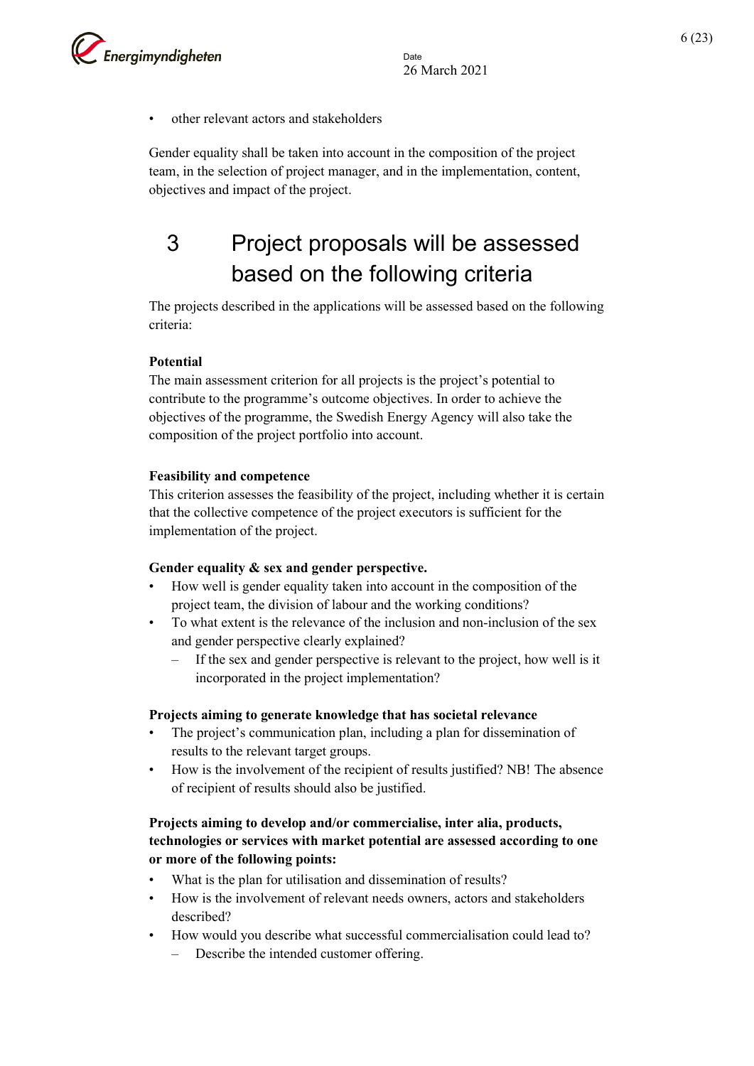- other relevant actors and stakeholders

Gender equality shall be taken into account in the composition of the project team, in the selection of project manager, and in the implementation, content, objectives and impact of the project.

# 3 Project proposals will be assessed based on the following criteria

The projects described in the applications will be assessed based on the following criteria:

**Potential**
The main assessment criterion for all projects is the project's potential to contribute to the programme's outcome objectives. In order to achieve the objectives of the programme, the Swedish Energy Agency will also take the composition of the project portfolio into account.

**Feasibility and competence**
This criterion assesses the feasibility of the project, including whether it is certain that the collective competence of the project executors is sufficient for the implementation of the project.

**Gender equality & sex and gender perspective.**

- How well is gender equality taken into account in the composition of the project team, the division of labour and the working conditions?
- To what extent is the relevance of the inclusion and non-inclusion of the sex and gender perspective clearly explained?
  - If the sex and gender perspective is relevant to the project, how well is it incorporated in the project implementation?

**Projects aiming to generate knowledge that has societal relevance**

- The project's communication plan, including a plan for dissemination of results to the relevant target groups.
- How is the involvement of the recipient of results justified? NB! The absence of recipient of results should also be justified.

**Projects aiming to develop and/or commercialise, inter alia, products, technologies or services with market potential are assessed according to one or more of the following points:**

- What is the plan for utilisation and dissemination of results?
- How is the involvement of relevant needs owners, actors and stakeholders described?
- How would you describe what successful commercialisation could lead to?
  - Describe the intended customer offering.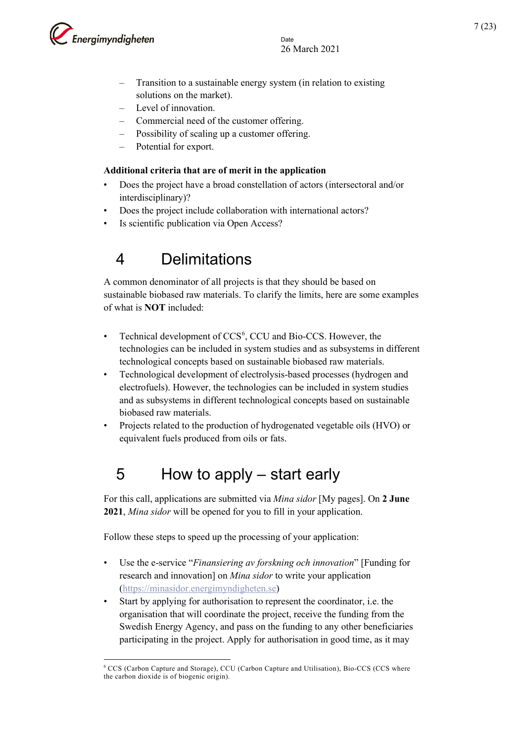– Transition to a sustainable energy system (in relation to existing solutions on the market).
– Level of innovation.
– Commercial need of the customer offering.
– Possibility of scaling up a customer offering.
– Potential for export.

**Additional criteria that are of merit in the application**

- Does the project have a broad constellation of actors (intersectoral and/or interdisciplinary)?
- Does the project include collaboration with international actors?
- Is scientific publication via Open Access?

# 4 Delimitations

A common denominator of all projects is that they should be based on sustainable biobased raw materials. To clarify the limits, here are some examples of what is **NOT** included:

- Technical development of CCS[6], CCU and Bio-CCS. However, the technologies can be included in system studies and as subsystems in different technological concepts based on sustainable biobased raw materials.
- Technological development of electrolysis-based processes (hydrogen and electrofuels). However, the technologies can be included in system studies and as subsystems in different technological concepts based on sustainable biobased raw materials.
- Projects related to the production of hydrogenated vegetable oils (HVO) or equivalent fuels produced from oils or fats.

# 5 How to apply – start early

For this call, applications are submitted via *Mina sidor* [My pages]. On **2 June 2021**, *Mina sidor* will be opened for you to fill in your application.

Follow these steps to speed up the processing of your application:

- Use the e-service "*Finansiering av forskning och innovation*" [Funding for research and innovation] on *Mina sidor* to write your application (https://minasidor.energimyndigheten.se)
- Start by applying for authorisation to represent the coordinator, i.e. the organisation that will coordinate the project, receive the funding from the Swedish Energy Agency, and pass on the funding to any other beneficiaries participating in the project. Apply for authorisation in good time, as it may

[6] CCS (Carbon Capture and Storage), CCU (Carbon Capture and Utilisation), Bio-CCS (CCS where the carbon dioxide is of biogenic origin).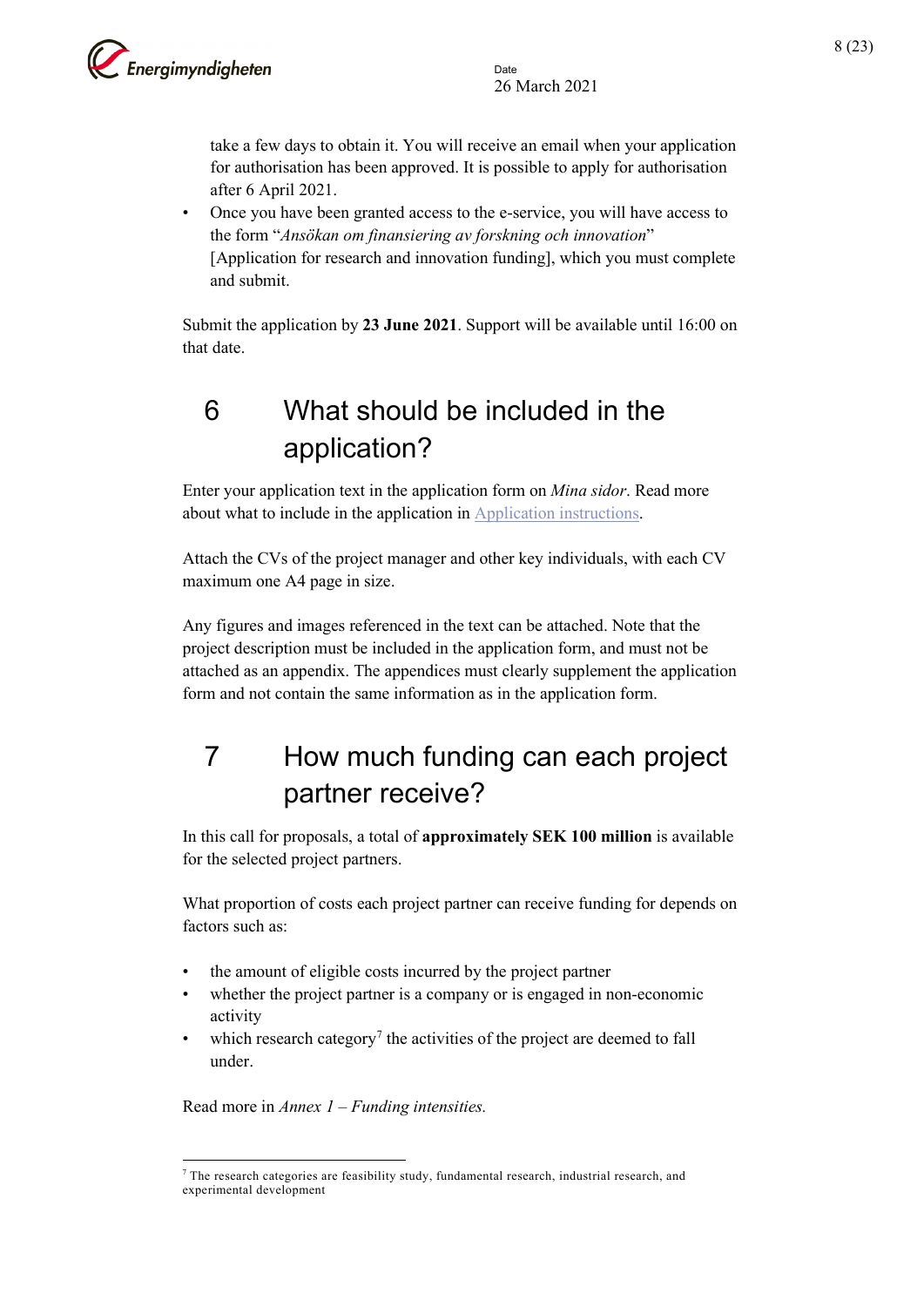take a few days to obtain it. You will receive an email when your application for authorisation has been approved. It is possible to apply for authorisation after 6 April 2021.

- Once you have been granted access to the e-service, you will have access to the form "*Ansökan om finansiering av forskning och innovation*" [Application for research and innovation funding], which you must complete and submit.

Submit the application by **23 June 2021**. Support will be available until 16:00 on that date.

# 6 What should be included in the application?

Enter your application text in the application form on *Mina sidor*. Read more about what to include in the application in Application instructions.

Attach the CVs of the project manager and other key individuals, with each CV maximum one A4 page in size.

Any figures and images referenced in the text can be attached. Note that the project description must be included in the application form, and must not be attached as an appendix. The appendices must clearly supplement the application form and not contain the same information as in the application form.

# 7 How much funding can each project partner receive?

In this call for proposals, a total of **approximately SEK 100 million** is available for the selected project partners.

What proportion of costs each project partner can receive funding for depends on factors such as:

- the amount of eligible costs incurred by the project partner
- whether the project partner is a company or is engaged in non-economic activity
- which research category[7] the activities of the project are deemed to fall under.

Read more in *Annex 1 – Funding intensities.*

[7] The research categories are feasibility study, fundamental research, industrial research, and experimental development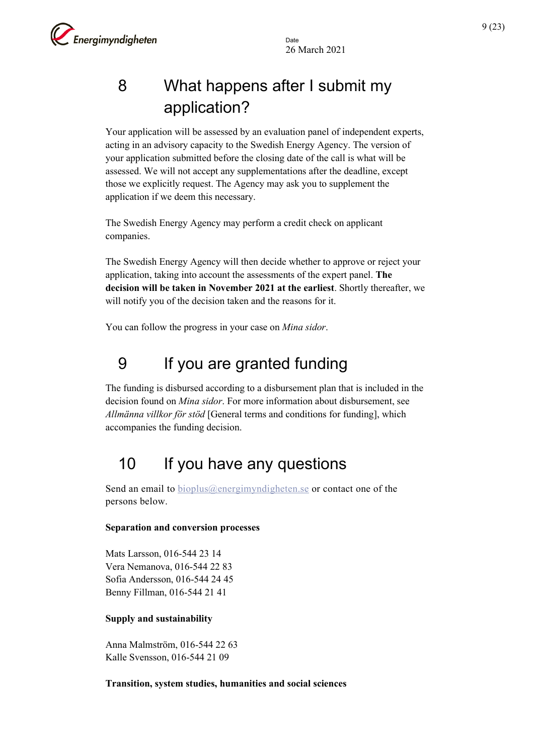# 8 What happens after I submit my application?

Your application will be assessed by an evaluation panel of independent experts, acting in an advisory capacity to the Swedish Energy Agency. The version of your application submitted before the closing date of the call is what will be assessed. We will not accept any supplementations after the deadline, except those we explicitly request. The Agency may ask you to supplement the application if we deem this necessary.

The Swedish Energy Agency may perform a credit check on applicant companies.

The Swedish Energy Agency will then decide whether to approve or reject your application, taking into account the assessments of the expert panel. **The decision will be taken in November 2021 at the earliest**. Shortly thereafter, we will notify you of the decision taken and the reasons for it.

You can follow the progress in your case on *Mina sidor*.

# 9 If you are granted funding

The funding is disbursed according to a disbursement plan that is included in the decision found on *Mina sidor*. For more information about disbursement, see *Allmänna villkor för stöd* [General terms and conditions for funding], which accompanies the funding decision.

# 10 If you have any questions

Send an email to bioplus@energimyndigheten.se or contact one of the persons below.

**Separation and conversion processes**

Mats Larsson, 016-544 23 14
Vera Nemanova, 016-544 22 83
Sofia Andersson, 016-544 24 45
Benny Fillman, 016-544 21 41

**Supply and sustainability**

Anna Malmström, 016-544 22 63
Kalle Svensson, 016-544 21 09

**Transition, system studies, humanities and social sciences**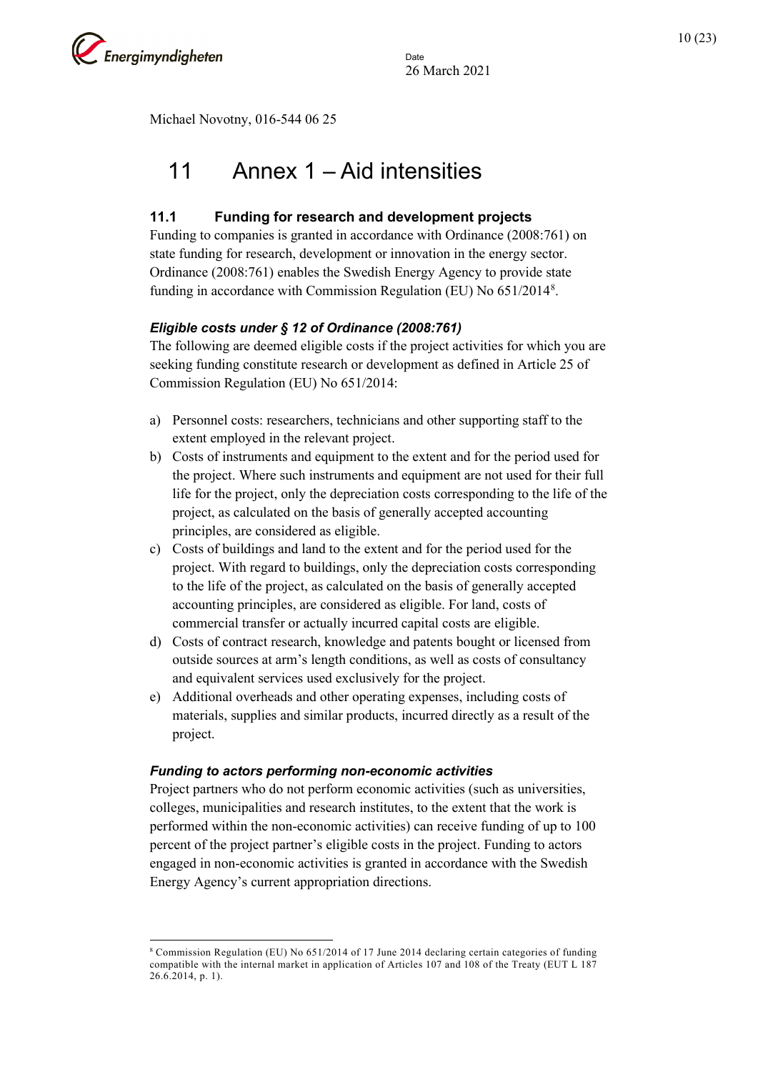Michael Novotny, 016-544 06 25

# 11 Annex 1 – Aid intensities

## 11.1 Funding for research and development projects

Funding to companies is granted in accordance with Ordinance (2008:761) on state funding for research, development or innovation in the energy sector. Ordinance (2008:761) enables the Swedish Energy Agency to provide state funding in accordance with Commission Regulation (EU) No 651/2014[8].

### *Eligible costs under § 12 of Ordinance (2008:761)*

The following are deemed eligible costs if the project activities for which you are seeking funding constitute research or development as defined in Article 25 of Commission Regulation (EU) No 651/2014:

a) Personnel costs: researchers, technicians and other supporting staff to the extent employed in the relevant project.

b) Costs of instruments and equipment to the extent and for the period used for the project. Where such instruments and equipment are not used for their full life for the project, only the depreciation costs corresponding to the life of the project, as calculated on the basis of generally accepted accounting principles, are considered as eligible.

c) Costs of buildings and land to the extent and for the period used for the project. With regard to buildings, only the depreciation costs corresponding to the life of the project, as calculated on the basis of generally accepted accounting principles, are considered as eligible. For land, costs of commercial transfer or actually incurred capital costs are eligible.

d) Costs of contract research, knowledge and patents bought or licensed from outside sources at arm's length conditions, as well as costs of consultancy and equivalent services used exclusively for the project.

e) Additional overheads and other operating expenses, including costs of materials, supplies and similar products, incurred directly as a result of the project.

### *Funding to actors performing non-economic activities*

Project partners who do not perform economic activities (such as universities, colleges, municipalities and research institutes, to the extent that the work is performed within the non-economic activities) can receive funding of up to 100 percent of the project partner's eligible costs in the project. Funding to actors engaged in non-economic activities is granted in accordance with the Swedish Energy Agency's current appropriation directions.

---

[8] Commission Regulation (EU) No 651/2014 of 17 June 2014 declaring certain categories of funding compatible with the internal market in application of Articles 107 and 108 of the Treaty (EUT L 187 26.6.2014, p. 1).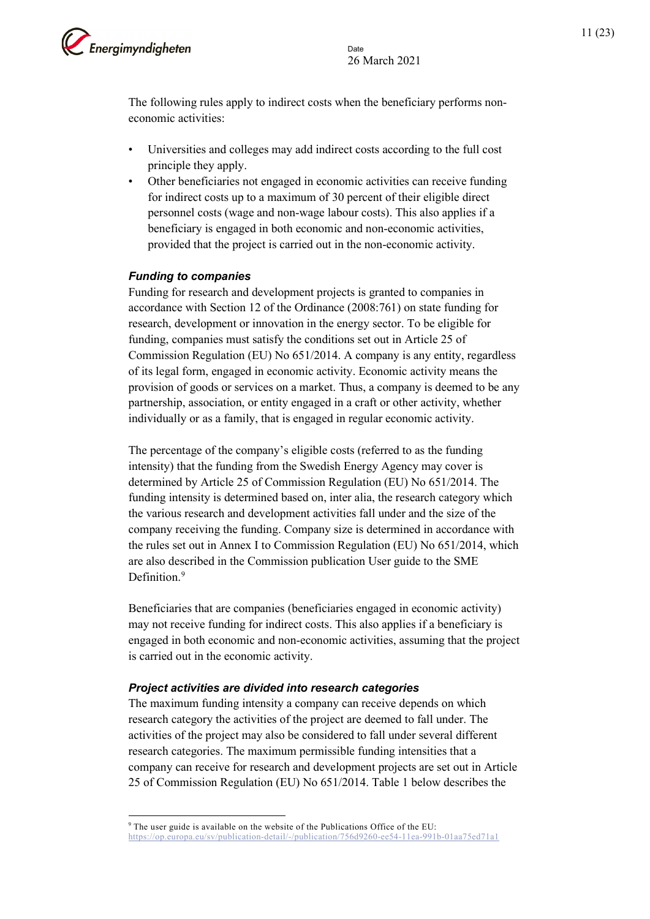The following rules apply to indirect costs when the beneficiary performs non-economic activities:

- Universities and colleges may add indirect costs according to the full cost principle they apply.
- Other beneficiaries not engaged in economic activities can receive funding for indirect costs up to a maximum of 30 percent of their eligible direct personnel costs (wage and non-wage labour costs). This also applies if a beneficiary is engaged in both economic and non-economic activities, provided that the project is carried out in the non-economic activity.

### *Funding to companies*

Funding for research and development projects is granted to companies in accordance with Section 12 of the Ordinance (2008:761) on state funding for research, development or innovation in the energy sector. To be eligible for funding, companies must satisfy the conditions set out in Article 25 of Commission Regulation (EU) No 651/2014. A company is any entity, regardless of its legal form, engaged in economic activity. Economic activity means the provision of goods or services on a market. Thus, a company is deemed to be any partnership, association, or entity engaged in a craft or other activity, whether individually or as a family, that is engaged in regular economic activity.

The percentage of the company's eligible costs (referred to as the funding intensity) that the funding from the Swedish Energy Agency may cover is determined by Article 25 of Commission Regulation (EU) No 651/2014. The funding intensity is determined based on, inter alia, the research category which the various research and development activities fall under and the size of the company receiving the funding. Company size is determined in accordance with the rules set out in Annex I to Commission Regulation (EU) No 651/2014, which are also described in the Commission publication User guide to the SME Definition.[9]

Beneficiaries that are companies (beneficiaries engaged in economic activity) may not receive funding for indirect costs. This also applies if a beneficiary is engaged in both economic and non-economic activities, assuming that the project is carried out in the economic activity.

### *Project activities are divided into research categories*

The maximum funding intensity a company can receive depends on which research category the activities of the project are deemed to fall under. The activities of the project may also be considered to fall under several different research categories. The maximum permissible funding intensities that a company can receive for research and development projects are set out in Article 25 of Commission Regulation (EU) No 651/2014. Table 1 below describes the

---

[9] The user guide is available on the website of the Publications Office of the EU: https://op.europa.eu/sv/publication-detail/-/publication/756d9260-ee54-11ea-991b-01aa75ed71a1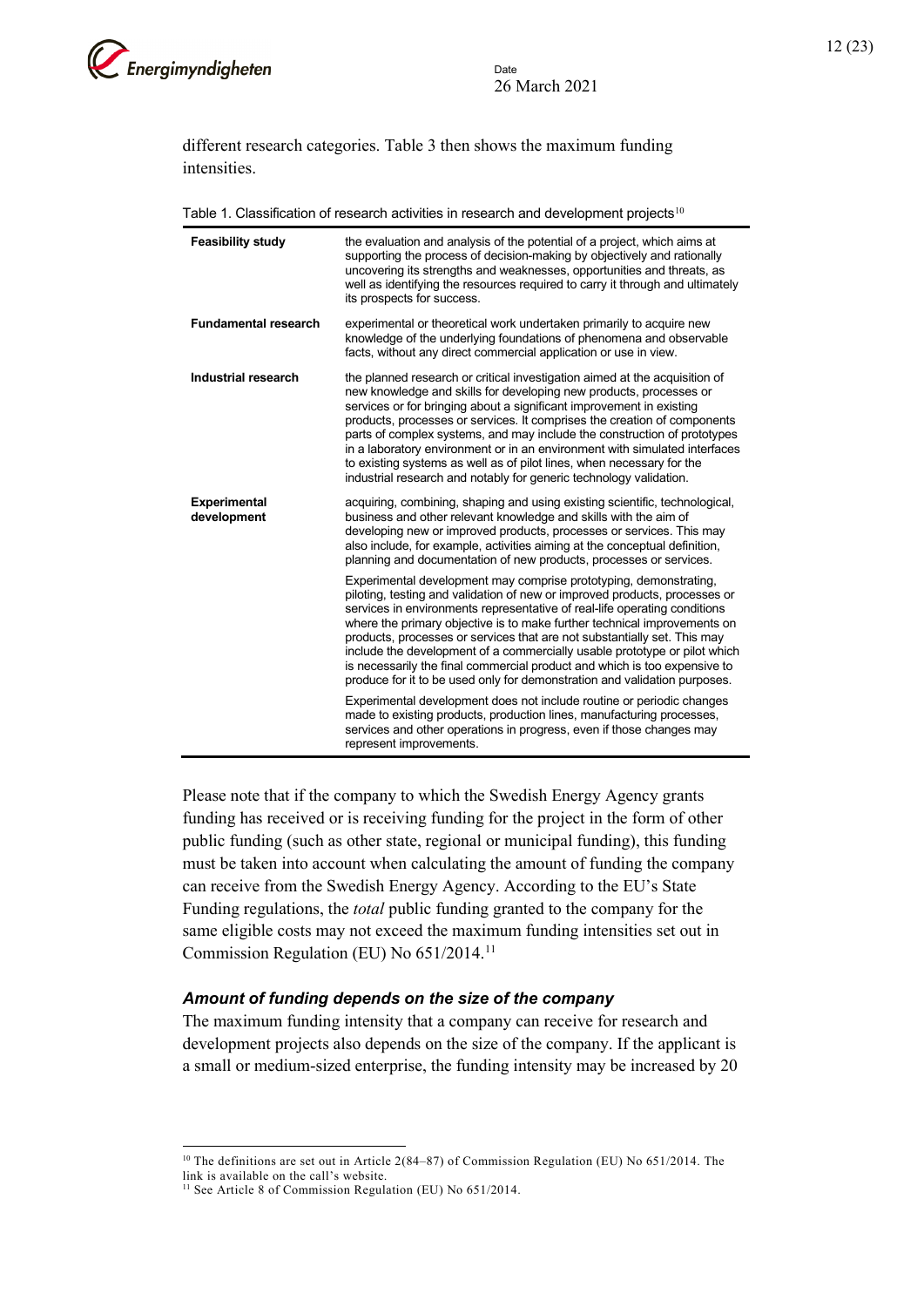different research categories. Table 3 then shows the maximum funding intensities.

Table 1. Classification of research activities in research and development projects[10]

| | |
|---|---|
| **Feasibility study** | the evaluation and analysis of the potential of a project, which aims at supporting the process of decision-making by objectively and rationally uncovering its strengths and weaknesses, opportunities and threats, as well as identifying the resources required to carry it through and ultimately its prospects for success. |
| **Fundamental research** | experimental or theoretical work undertaken primarily to acquire new knowledge of the underlying foundations of phenomena and observable facts, without any direct commercial application or use in view. |
| **Industrial research** | the planned research or critical investigation aimed at the acquisition of new knowledge and skills for developing new products, processes or services or for bringing about a significant improvement in existing products, processes or services. It comprises the creation of components parts of complex systems, and may include the construction of prototypes in a laboratory environment or in an environment with simulated interfaces to existing systems as well as of pilot lines, when necessary for the industrial research and notably for generic technology validation. |
| **Experimental development** | acquiring, combining, shaping and using existing scientific, technological, business and other relevant knowledge and skills with the aim of developing new or improved products, processes or services. This may also include, for example, activities aiming at the conceptual definition, planning and documentation of new products, processes or services. |
| | Experimental development may comprise prototyping, demonstrating, piloting, testing and validation of new or improved products, processes or services in environments representative of real-life operating conditions where the primary objective is to make further technical improvements on products, processes or services that are not substantially set. This may include the development of a commercially usable prototype or pilot which is necessarily the final commercial product and which is too expensive to produce for it to be used only for demonstration and validation purposes. |
| | Experimental development does not include routine or periodic changes made to existing products, production lines, manufacturing processes, services and other operations in progress, even if those changes may represent improvements. |

Please note that if the company to which the Swedish Energy Agency grants funding has received or is receiving funding for the project in the form of other public funding (such as other state, regional or municipal funding), this funding must be taken into account when calculating the amount of funding the company can receive from the Swedish Energy Agency. According to the EU's State Funding regulations, the *total* public funding granted to the company for the same eligible costs may not exceed the maximum funding intensities set out in Commission Regulation (EU) No 651/2014.[11]

### *Amount of funding depends on the size of the company*

The maximum funding intensity that a company can receive for research and development projects also depends on the size of the company. If the applicant is a small or medium-sized enterprise, the funding intensity may be increased by 20

[10] The definitions are set out in Article 2(84–87) of Commission Regulation (EU) No 651/2014. The link is available on the call's website.

[11] See Article 8 of Commission Regulation (EU) No 651/2014.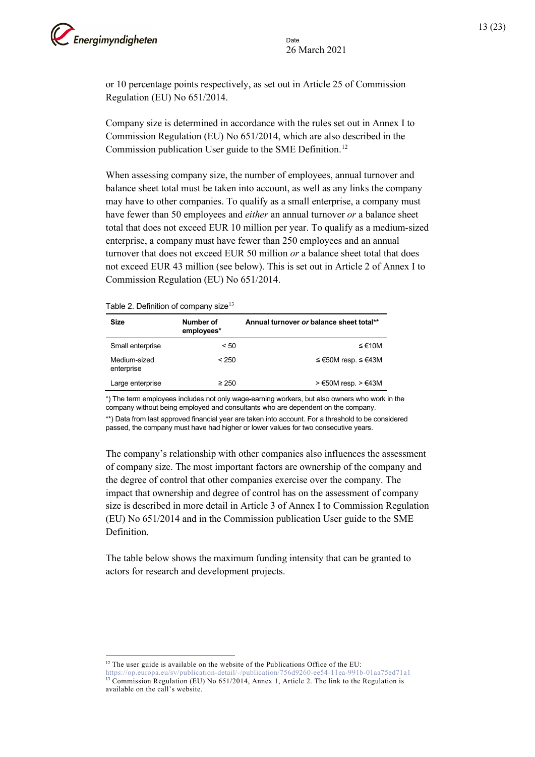or 10 percentage points respectively, as set out in Article 25 of Commission Regulation (EU) No 651/2014.

Company size is determined in accordance with the rules set out in Annex I to Commission Regulation (EU) No 651/2014, which are also described in the Commission publication User guide to the SME Definition.[12]

When assessing company size, the number of employees, annual turnover and balance sheet total must be taken into account, as well as any links the company may have to other companies. To qualify as a small enterprise, a company must have fewer than 50 employees and *either* an annual turnover *or* a balance sheet total that does not exceed EUR 10 million per year. To qualify as a medium-sized enterprise, a company must have fewer than 250 employees and an annual turnover that does not exceed EUR 50 million *or* a balance sheet total that does not exceed EUR 43 million (see below). This is set out in Article 2 of Annex I to Commission Regulation (EU) No 651/2014.

Table 2. Definition of company size[13]

| Size | Number of employees* | Annual turnover *or* balance sheet total** |
|---|---|---|
| Small enterprise | < 50 | ≤ €10M |
| Medium-sized enterprise | < 250 | ≤ €50M resp. ≤ €43M |
| Large enterprise | ≥ 250 | > €50M resp. > €43M |

*) The term employees includes not only wage-earning workers, but also owners who work in the company without being employed and consultants who are dependent on the company.

**) Data from last approved financial year are taken into account. For a threshold to be considered passed, the company must have had higher or lower values for two consecutive years.

The company's relationship with other companies also influences the assessment of company size. The most important factors are ownership of the company and the degree of control that other companies exercise over the company. The impact that ownership and degree of control has on the assessment of company size is described in more detail in Article 3 of Annex I to Commission Regulation (EU) No 651/2014 and in the Commission publication User guide to the SME Definition.

The table below shows the maximum funding intensity that can be granted to actors for research and development projects.

---

[12] The user guide is available on the website of the Publications Office of the EU: https://op.europa.eu/sv/publication-detail/-/publication/756d9260-ee54-11ea-991b-01aa75ed71a1

[13] Commission Regulation (EU) No 651/2014, Annex 1, Article 2. The link to the Regulation is available on the call's website.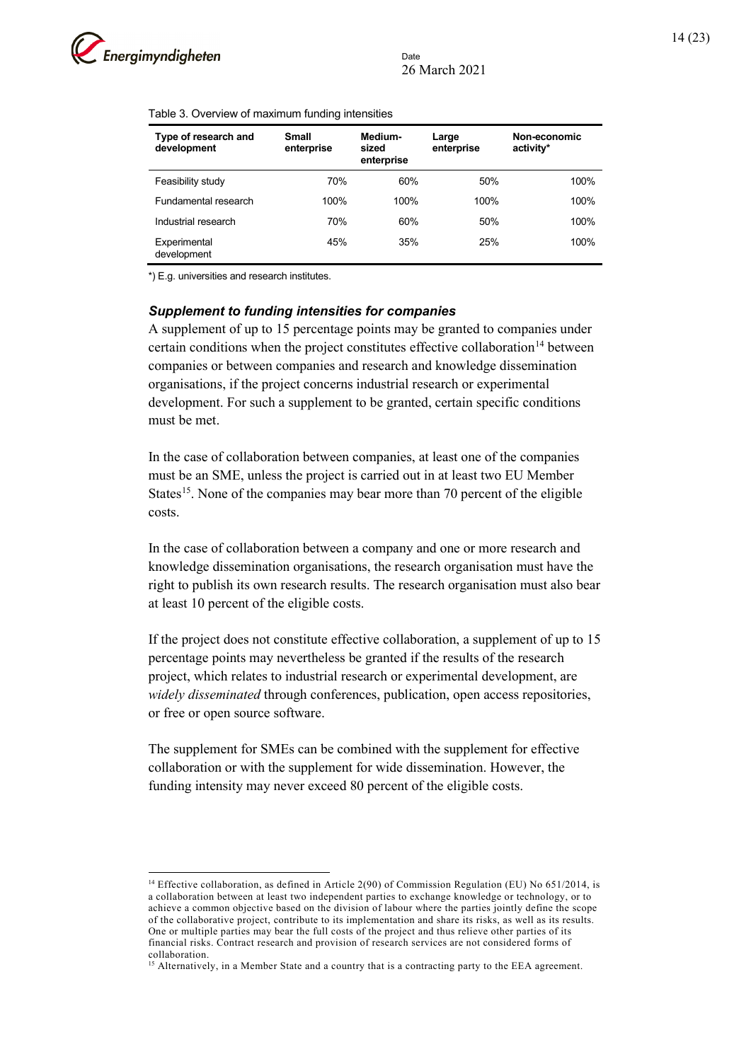Table 3. Overview of maximum funding intensities

| Type of research and development | Small enterprise | Medium-sized enterprise | Large enterprise | Non-economic activity* |
|---|---|---|---|---|
| Feasibility study | 70% | 60% | 50% | 100% |
| Fundamental research | 100% | 100% | 100% | 100% |
| Industrial research | 70% | 60% | 50% | 100% |
| Experimental development | 45% | 35% | 25% | 100% |

*) E.g. universities and research institutes.

### *Supplement to funding intensities for companies*

A supplement of up to 15 percentage points may be granted to companies under certain conditions when the project constitutes effective collaboration[14] between companies or between companies and research and knowledge dissemination organisations, if the project concerns industrial research or experimental development. For such a supplement to be granted, certain specific conditions must be met.

In the case of collaboration between companies, at least one of the companies must be an SME, unless the project is carried out in at least two EU Member States[15]. None of the companies may bear more than 70 percent of the eligible costs.

In the case of collaboration between a company and one or more research and knowledge dissemination organisations, the research organisation must have the right to publish its own research results. The research organisation must also bear at least 10 percent of the eligible costs.

If the project does not constitute effective collaboration, a supplement of up to 15 percentage points may nevertheless be granted if the results of the research project, which relates to industrial research or experimental development, are *widely disseminated* through conferences, publication, open access repositories, or free or open source software.

The supplement for SMEs can be combined with the supplement for effective collaboration or with the supplement for wide dissemination. However, the funding intensity may never exceed 80 percent of the eligible costs.

---

[14] Effective collaboration, as defined in Article 2(90) of Commission Regulation (EU) No 651/2014, is a collaboration between at least two independent parties to exchange knowledge or technology, or to achieve a common objective based on the division of labour where the parties jointly define the scope of the collaborative project, contribute to its implementation and share its risks, as well as its results. One or multiple parties may bear the full costs of the project and thus relieve other parties of its financial risks. Contract research and provision of research services are not considered forms of collaboration.

[15] Alternatively, in a Member State and a country that is a contracting party to the EEA agreement.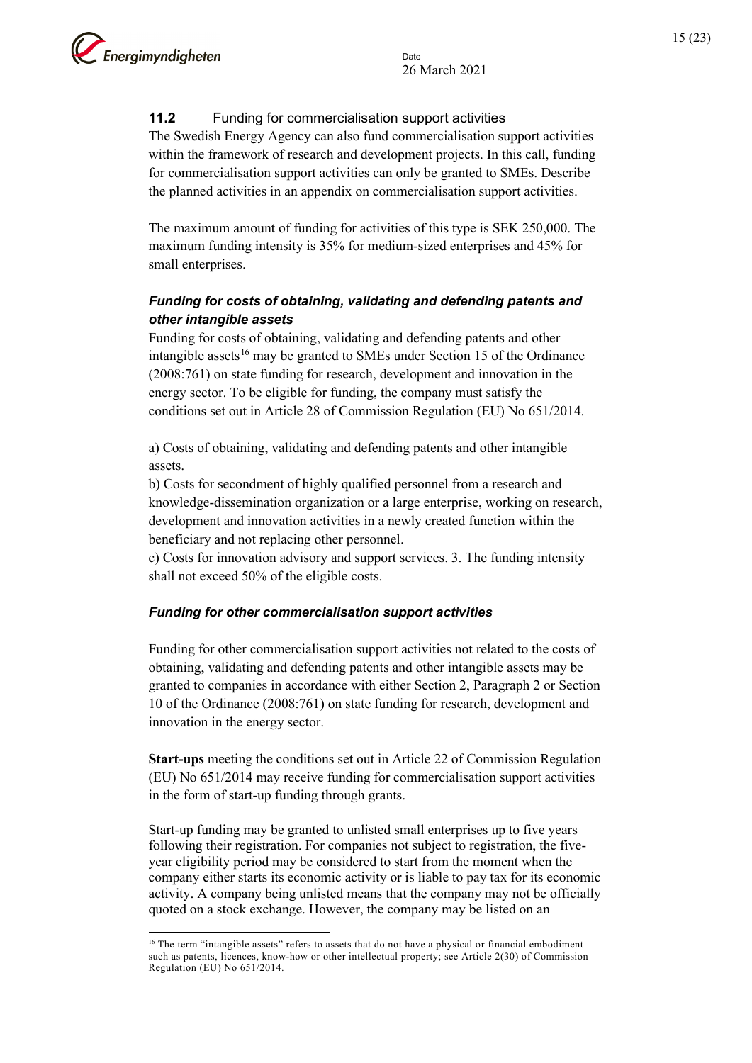## 11.2 Funding for commercialisation support activities

The Swedish Energy Agency can also fund commercialisation support activities within the framework of research and development projects. In this call, funding for commercialisation support activities can only be granted to SMEs. Describe the planned activities in an appendix on commercialisation support activities.

The maximum amount of funding for activities of this type is SEK 250,000. The maximum funding intensity is 35% for medium-sized enterprises and 45% for small enterprises.

***Funding for costs of obtaining, validating and defending patents and other intangible assets***

Funding for costs of obtaining, validating and defending patents and other intangible assets[16] may be granted to SMEs under Section 15 of the Ordinance (2008:761) on state funding for research, development and innovation in the energy sector. To be eligible for funding, the company must satisfy the conditions set out in Article 28 of Commission Regulation (EU) No 651/2014.

a) Costs of obtaining, validating and defending patents and other intangible assets.
b) Costs for secondment of highly qualified personnel from a research and knowledge-dissemination organization or a large enterprise, working on research, development and innovation activities in a newly created function within the beneficiary and not replacing other personnel.
c) Costs for innovation advisory and support services. 3. The funding intensity shall not exceed 50% of the eligible costs.

***Funding for other commercialisation support activities***

Funding for other commercialisation support activities not related to the costs of obtaining, validating and defending patents and other intangible assets may be granted to companies in accordance with either Section 2, Paragraph 2 or Section 10 of the Ordinance (2008:761) on state funding for research, development and innovation in the energy sector.

**Start-ups** meeting the conditions set out in Article 22 of Commission Regulation (EU) No 651/2014 may receive funding for commercialisation support activities in the form of start-up funding through grants.

Start-up funding may be granted to unlisted small enterprises up to five years following their registration. For companies not subject to registration, the five-year eligibility period may be considered to start from the moment when the company either starts its economic activity or is liable to pay tax for its economic activity. A company being unlisted means that the company may not be officially quoted on a stock exchange. However, the company may be listed on an

[16] The term "intangible assets" refers to assets that do not have a physical or financial embodiment such as patents, licences, know-how or other intellectual property; see Article 2(30) of Commission Regulation (EU) No 651/2014.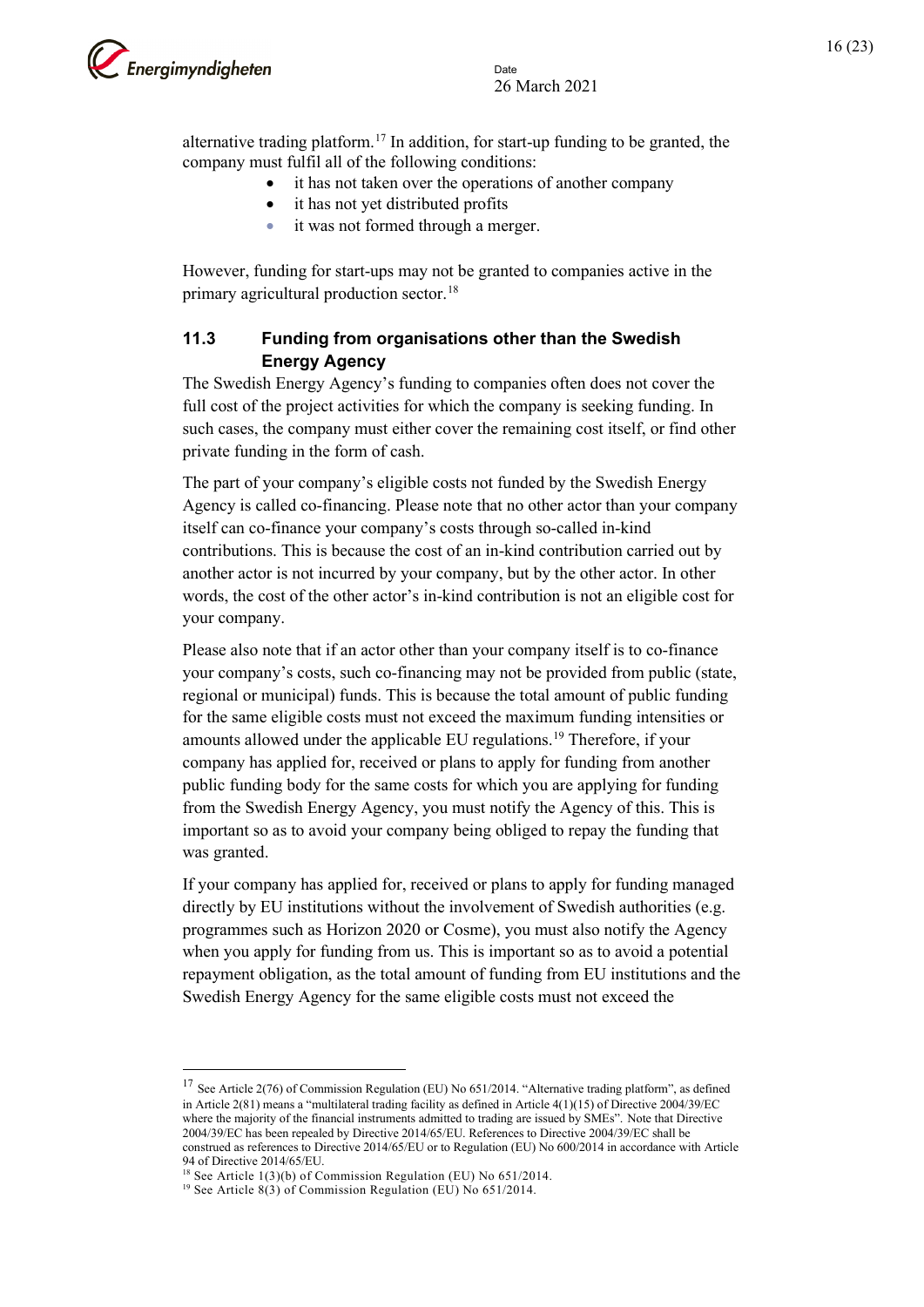alternative trading platform.[17] In addition, for start-up funding to be granted, the company must fulfil all of the following conditions:

- it has not taken over the operations of another company
- it has not yet distributed profits
- it was not formed through a merger.

However, funding for start-ups may not be granted to companies active in the primary agricultural production sector.[18]

### 11.3 Funding from organisations other than the Swedish Energy Agency

The Swedish Energy Agency's funding to companies often does not cover the full cost of the project activities for which the company is seeking funding. In such cases, the company must either cover the remaining cost itself, or find other private funding in the form of cash.

The part of your company's eligible costs not funded by the Swedish Energy Agency is called co-financing. Please note that no other actor than your company itself can co-finance your company's costs through so-called in-kind contributions. This is because the cost of an in-kind contribution carried out by another actor is not incurred by your company, but by the other actor. In other words, the cost of the other actor's in-kind contribution is not an eligible cost for your company.

Please also note that if an actor other than your company itself is to co-finance your company's costs, such co-financing may not be provided from public (state, regional or municipal) funds. This is because the total amount of public funding for the same eligible costs must not exceed the maximum funding intensities or amounts allowed under the applicable EU regulations.[19] Therefore, if your company has applied for, received or plans to apply for funding from another public funding body for the same costs for which you are applying for funding from the Swedish Energy Agency, you must notify the Agency of this. This is important so as to avoid your company being obliged to repay the funding that was granted.

If your company has applied for, received or plans to apply for funding managed directly by EU institutions without the involvement of Swedish authorities (e.g. programmes such as Horizon 2020 or Cosme), you must also notify the Agency when you apply for funding from us. This is important so as to avoid a potential repayment obligation, as the total amount of funding from EU institutions and the Swedish Energy Agency for the same eligible costs must not exceed the

---

[17] See Article 2(76) of Commission Regulation (EU) No 651/2014. "Alternative trading platform", as defined in Article 2(81) means a "multilateral trading facility as defined in Article 4(1)(15) of Directive 2004/39/EC where the majority of the financial instruments admitted to trading are issued by SMEs". Note that Directive 2004/39/EC has been repealed by Directive 2014/65/EU. References to Directive 2004/39/EC shall be construed as references to Directive 2014/65/EU or to Regulation (EU) No 600/2014 in accordance with Article 94 of Directive 2014/65/EU.

[18] See Article 1(3)(b) of Commission Regulation (EU) No 651/2014.

[19] See Article 8(3) of Commission Regulation (EU) No 651/2014.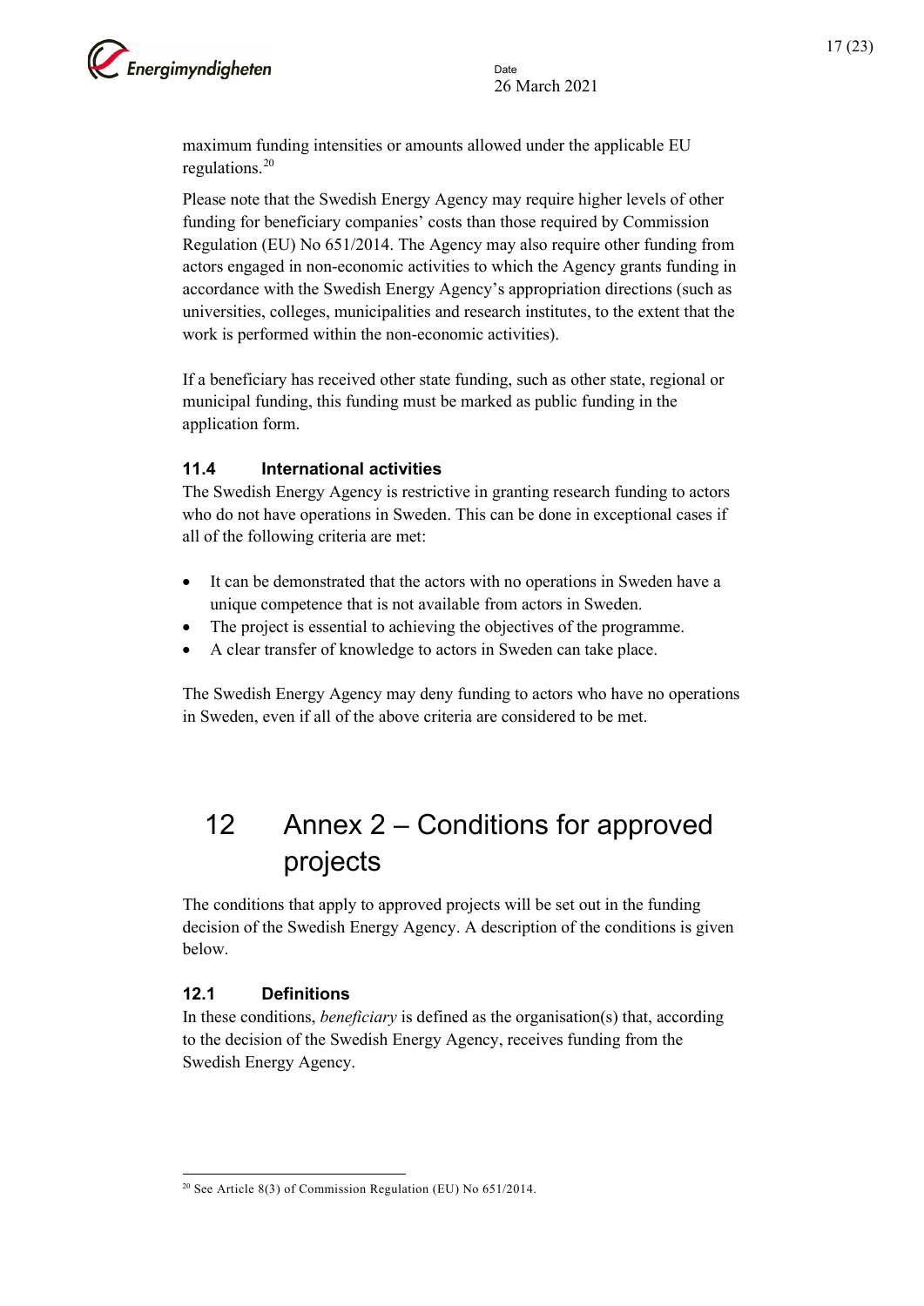maximum funding intensities or amounts allowed under the applicable EU regulations.[20]

Please note that the Swedish Energy Agency may require higher levels of other funding for beneficiary companies' costs than those required by Commission Regulation (EU) No 651/2014. The Agency may also require other funding from actors engaged in non-economic activities to which the Agency grants funding in accordance with the Swedish Energy Agency's appropriation directions (such as universities, colleges, municipalities and research institutes, to the extent that the work is performed within the non-economic activities).

If a beneficiary has received other state funding, such as other state, regional or municipal funding, this funding must be marked as public funding in the application form.

### 11.4 International activities

The Swedish Energy Agency is restrictive in granting research funding to actors who do not have operations in Sweden. This can be done in exceptional cases if all of the following criteria are met:

- It can be demonstrated that the actors with no operations in Sweden have a unique competence that is not available from actors in Sweden.
- The project is essential to achieving the objectives of the programme.
- A clear transfer of knowledge to actors in Sweden can take place.

The Swedish Energy Agency may deny funding to actors who have no operations in Sweden, even if all of the above criteria are considered to be met.

# 12 Annex 2 – Conditions for approved projects

The conditions that apply to approved projects will be set out in the funding decision of the Swedish Energy Agency. A description of the conditions is given below.

### 12.1 Definitions

In these conditions, *beneficiary* is defined as the organisation(s) that, according to the decision of the Swedish Energy Agency, receives funding from the Swedish Energy Agency.

---

[20] See Article 8(3) of Commission Regulation (EU) No 651/2014.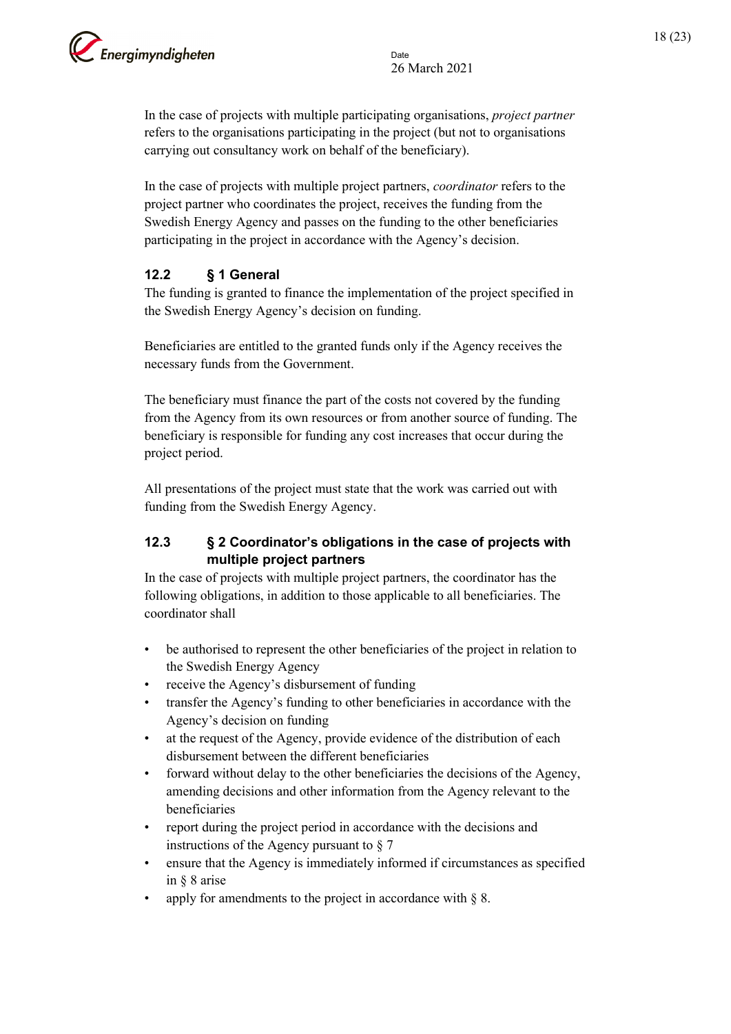In the case of projects with multiple participating organisations, *project partner* refers to the organisations participating in the project (but not to organisations carrying out consultancy work on behalf of the beneficiary).

In the case of projects with multiple project partners, *coordinator* refers to the project partner who coordinates the project, receives the funding from the Swedish Energy Agency and passes on the funding to the other beneficiaries participating in the project in accordance with the Agency's decision.

### 12.2 § 1 General

The funding is granted to finance the implementation of the project specified in the Swedish Energy Agency's decision on funding.

Beneficiaries are entitled to the granted funds only if the Agency receives the necessary funds from the Government.

The beneficiary must finance the part of the costs not covered by the funding from the Agency from its own resources or from another source of funding. The beneficiary is responsible for funding any cost increases that occur during the project period.

All presentations of the project must state that the work was carried out with funding from the Swedish Energy Agency.

### 12.3 § 2 Coordinator's obligations in the case of projects with multiple project partners

In the case of projects with multiple project partners, the coordinator has the following obligations, in addition to those applicable to all beneficiaries. The coordinator shall

- be authorised to represent the other beneficiaries of the project in relation to the Swedish Energy Agency
- receive the Agency's disbursement of funding
- transfer the Agency's funding to other beneficiaries in accordance with the Agency's decision on funding
- at the request of the Agency, provide evidence of the distribution of each disbursement between the different beneficiaries
- forward without delay to the other beneficiaries the decisions of the Agency, amending decisions and other information from the Agency relevant to the beneficiaries
- report during the project period in accordance with the decisions and instructions of the Agency pursuant to § 7
- ensure that the Agency is immediately informed if circumstances as specified in § 8 arise
- apply for amendments to the project in accordance with § 8.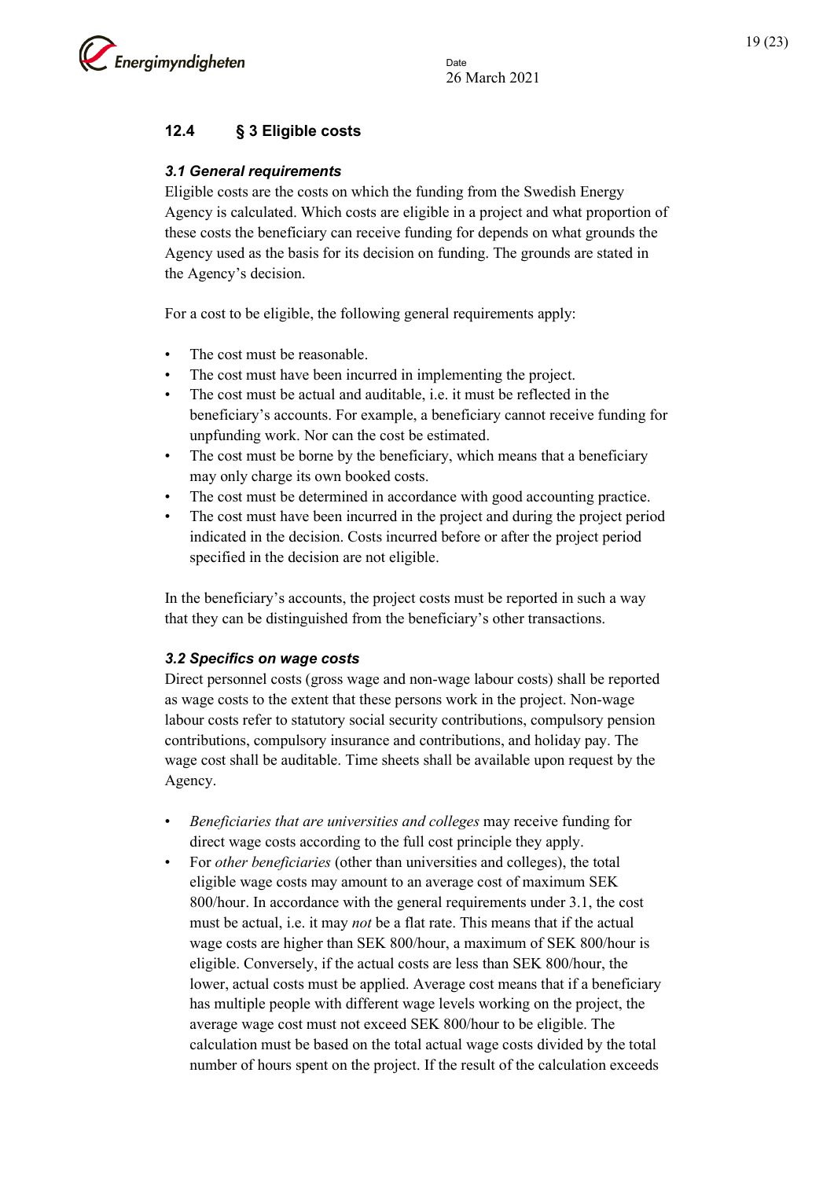## 12.4 § 3 Eligible costs

### *3.1 General requirements*

Eligible costs are the costs on which the funding from the Swedish Energy Agency is calculated. Which costs are eligible in a project and what proportion of these costs the beneficiary can receive funding for depends on what grounds the Agency used as the basis for its decision on funding. The grounds are stated in the Agency's decision.

For a cost to be eligible, the following general requirements apply:

- The cost must be reasonable.
- The cost must have been incurred in implementing the project.
- The cost must be actual and auditable, i.e. it must be reflected in the beneficiary's accounts. For example, a beneficiary cannot receive funding for unpfunding work. Nor can the cost be estimated.
- The cost must be borne by the beneficiary, which means that a beneficiary may only charge its own booked costs.
- The cost must be determined in accordance with good accounting practice.
- The cost must have been incurred in the project and during the project period indicated in the decision. Costs incurred before or after the project period specified in the decision are not eligible.

In the beneficiary's accounts, the project costs must be reported in such a way that they can be distinguished from the beneficiary's other transactions.

### *3.2 Specifics on wage costs*

Direct personnel costs (gross wage and non-wage labour costs) shall be reported as wage costs to the extent that these persons work in the project. Non-wage labour costs refer to statutory social security contributions, compulsory pension contributions, compulsory insurance and contributions, and holiday pay. The wage cost shall be auditable. Time sheets shall be available upon request by the Agency.

- *Beneficiaries that are universities and colleges* may receive funding for direct wage costs according to the full cost principle they apply.
- For *other beneficiaries* (other than universities and colleges), the total eligible wage costs may amount to an average cost of maximum SEK 800/hour. In accordance with the general requirements under 3.1, the cost must be actual, i.e. it may *not* be a flat rate. This means that if the actual wage costs are higher than SEK 800/hour, a maximum of SEK 800/hour is eligible. Conversely, if the actual costs are less than SEK 800/hour, the lower, actual costs must be applied. Average cost means that if a beneficiary has multiple people with different wage levels working on the project, the average wage cost must not exceed SEK 800/hour to be eligible. The calculation must be based on the total actual wage costs divided by the total number of hours spent on the project. If the result of the calculation exceeds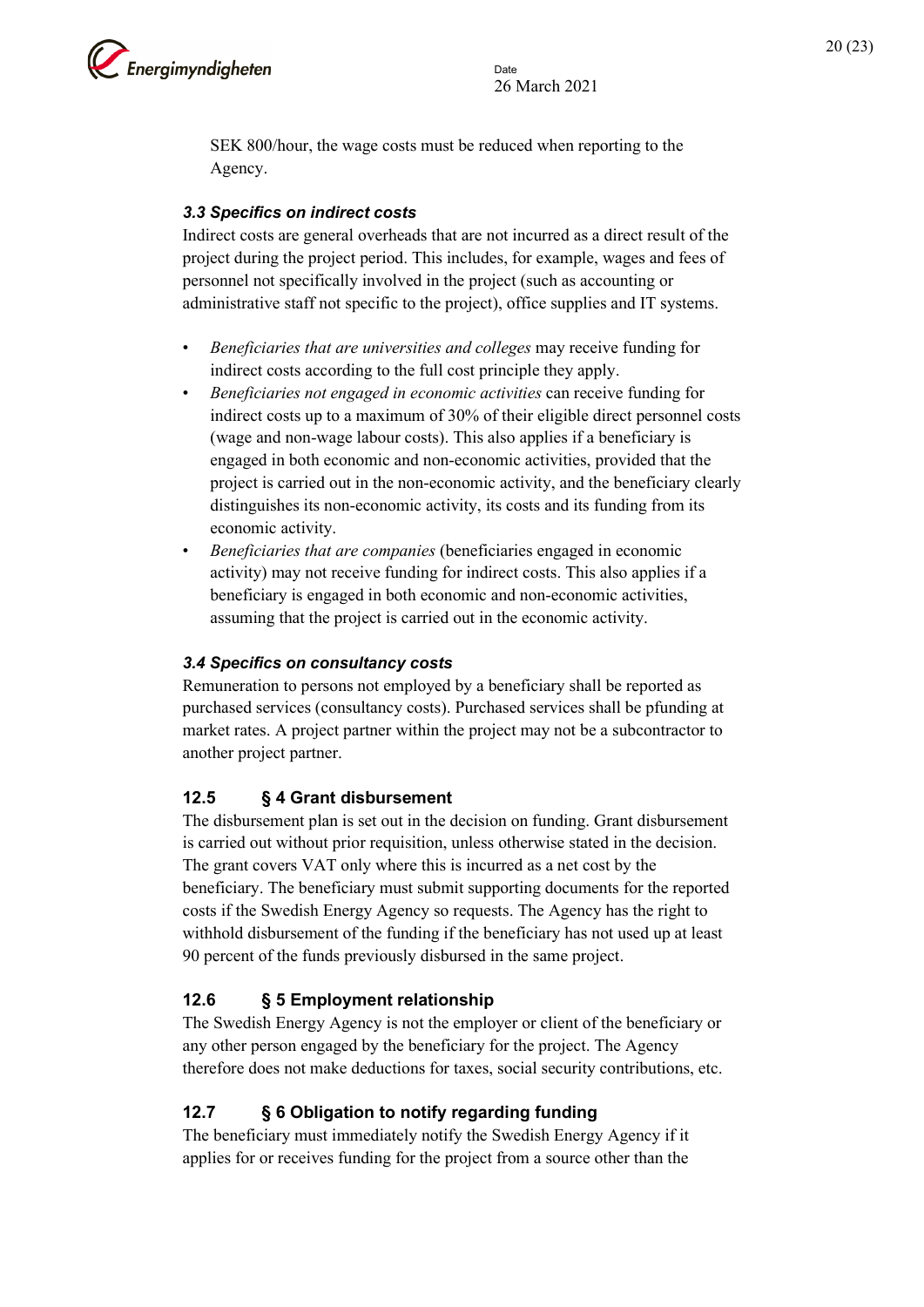SEK 800/hour, the wage costs must be reduced when reporting to the Agency.

#### *3.3 Specifics on indirect costs*

Indirect costs are general overheads that are not incurred as a direct result of the project during the project period. This includes, for example, wages and fees of personnel not specifically involved in the project (such as accounting or administrative staff not specific to the project), office supplies and IT systems.

- *Beneficiaries that are universities and colleges* may receive funding for indirect costs according to the full cost principle they apply.
- *Beneficiaries not engaged in economic activities* can receive funding for indirect costs up to a maximum of 30% of their eligible direct personnel costs (wage and non-wage labour costs). This also applies if a beneficiary is engaged in both economic and non-economic activities, provided that the project is carried out in the non-economic activity, and the beneficiary clearly distinguishes its non-economic activity, its costs and its funding from its economic activity.
- *Beneficiaries that are companies* (beneficiaries engaged in economic activity) may not receive funding for indirect costs. This also applies if a beneficiary is engaged in both economic and non-economic activities, assuming that the project is carried out in the economic activity.

#### *3.4 Specifics on consultancy costs*

Remuneration to persons not employed by a beneficiary shall be reported as purchased services (consultancy costs). Purchased services shall be pfunding at market rates. A project partner within the project may not be a subcontractor to another project partner.

### 12.5 § 4 Grant disbursement

The disbursement plan is set out in the decision on funding. Grant disbursement is carried out without prior requisition, unless otherwise stated in the decision. The grant covers VAT only where this is incurred as a net cost by the beneficiary. The beneficiary must submit supporting documents for the reported costs if the Swedish Energy Agency so requests. The Agency has the right to withhold disbursement of the funding if the beneficiary has not used up at least 90 percent of the funds previously disbursed in the same project.

### 12.6 § 5 Employment relationship

The Swedish Energy Agency is not the employer or client of the beneficiary or any other person engaged by the beneficiary for the project. The Agency therefore does not make deductions for taxes, social security contributions, etc.

### 12.7 § 6 Obligation to notify regarding funding

The beneficiary must immediately notify the Swedish Energy Agency if it applies for or receives funding for the project from a source other than the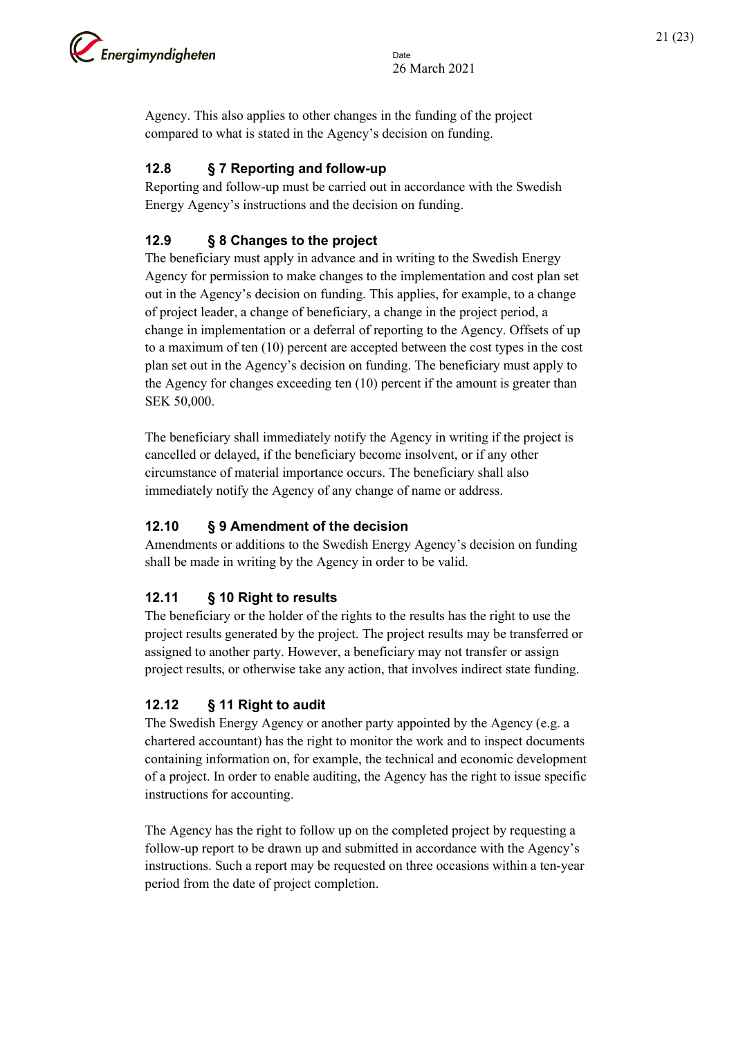Agency. This also applies to other changes in the funding of the project compared to what is stated in the Agency's decision on funding.

### 12.8 § 7 Reporting and follow-up

Reporting and follow-up must be carried out in accordance with the Swedish Energy Agency's instructions and the decision on funding.

### 12.9 § 8 Changes to the project

The beneficiary must apply in advance and in writing to the Swedish Energy Agency for permission to make changes to the implementation and cost plan set out in the Agency's decision on funding. This applies, for example, to a change of project leader, a change of beneficiary, a change in the project period, a change in implementation or a deferral of reporting to the Agency. Offsets of up to a maximum of ten (10) percent are accepted between the cost types in the cost plan set out in the Agency's decision on funding. The beneficiary must apply to the Agency for changes exceeding ten (10) percent if the amount is greater than SEK 50,000.

The beneficiary shall immediately notify the Agency in writing if the project is cancelled or delayed, if the beneficiary become insolvent, or if any other circumstance of material importance occurs. The beneficiary shall also immediately notify the Agency of any change of name or address.

### 12.10 § 9 Amendment of the decision

Amendments or additions to the Swedish Energy Agency's decision on funding shall be made in writing by the Agency in order to be valid.

### 12.11 § 10 Right to results

The beneficiary or the holder of the rights to the results has the right to use the project results generated by the project. The project results may be transferred or assigned to another party. However, a beneficiary may not transfer or assign project results, or otherwise take any action, that involves indirect state funding.

### 12.12 § 11 Right to audit

The Swedish Energy Agency or another party appointed by the Agency (e.g. a chartered accountant) has the right to monitor the work and to inspect documents containing information on, for example, the technical and economic development of a project. In order to enable auditing, the Agency has the right to issue specific instructions for accounting.

The Agency has the right to follow up on the completed project by requesting a follow-up report to be drawn up and submitted in accordance with the Agency's instructions. Such a report may be requested on three occasions within a ten-year period from the date of project completion.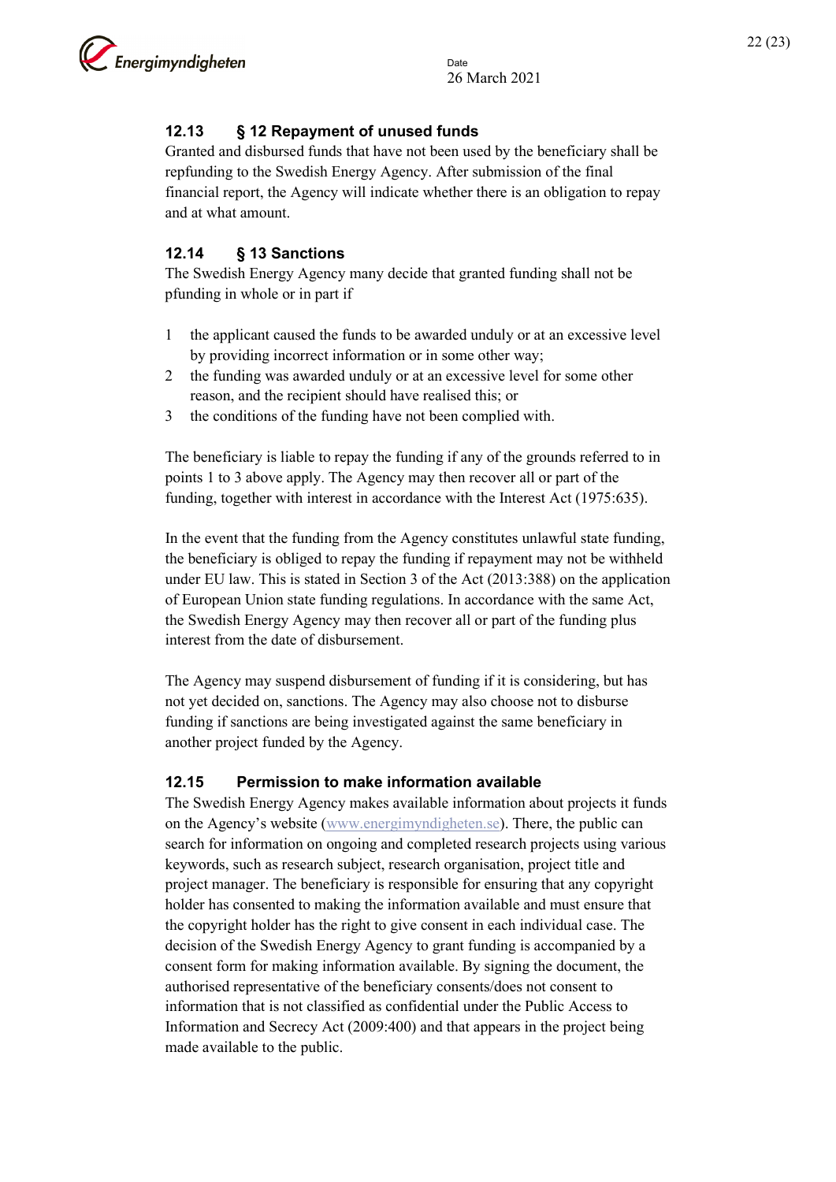### 12.13 § 12 Repayment of unused funds

Granted and disbursed funds that have not been used by the beneficiary shall be repfunding to the Swedish Energy Agency. After submission of the final financial report, the Agency will indicate whether there is an obligation to repay and at what amount.

### 12.14 § 13 Sanctions

The Swedish Energy Agency many decide that granted funding shall not be pfunding in whole or in part if

1. the applicant caused the funds to be awarded unduly or at an excessive level by providing incorrect information or in some other way;
2. the funding was awarded unduly or at an excessive level for some other reason, and the recipient should have realised this; or
3. the conditions of the funding have not been complied with.

The beneficiary is liable to repay the funding if any of the grounds referred to in points 1 to 3 above apply. The Agency may then recover all or part of the funding, together with interest in accordance with the Interest Act (1975:635).

In the event that the funding from the Agency constitutes unlawful state funding, the beneficiary is obliged to repay the funding if repayment may not be withheld under EU law. This is stated in Section 3 of the Act (2013:388) on the application of European Union state funding regulations. In accordance with the same Act, the Swedish Energy Agency may then recover all or part of the funding plus interest from the date of disbursement.

The Agency may suspend disbursement of funding if it is considering, but has not yet decided on, sanctions. The Agency may also choose not to disburse funding if sanctions are being investigated against the same beneficiary in another project funded by the Agency.

### 12.15 Permission to make information available

The Swedish Energy Agency makes available information about projects it funds on the Agency's website (www.energimyndigheten.se). There, the public can search for information on ongoing and completed research projects using various keywords, such as research subject, research organisation, project title and project manager. The beneficiary is responsible for ensuring that any copyright holder has consented to making the information available and must ensure that the copyright holder has the right to give consent in each individual case. The decision of the Swedish Energy Agency to grant funding is accompanied by a consent form for making information available. By signing the document, the authorised representative of the beneficiary consents/does not consent to information that is not classified as confidential under the Public Access to Information and Secrecy Act (2009:400) and that appears in the project being made available to the public.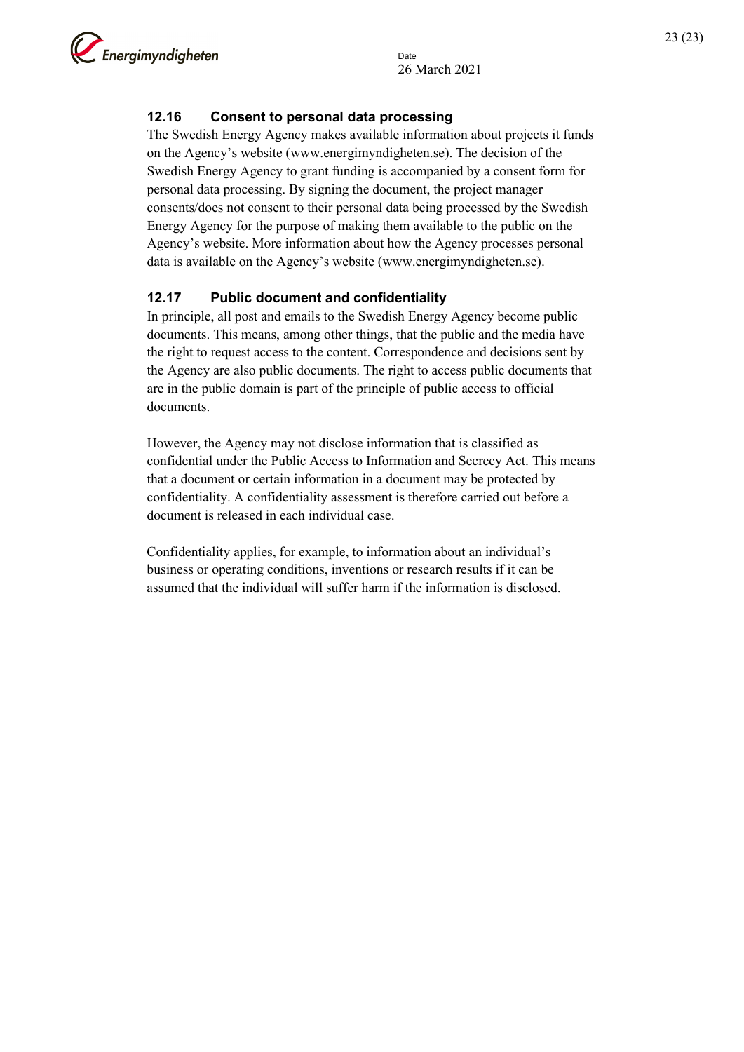### 12.16 Consent to personal data processing

The Swedish Energy Agency makes available information about projects it funds on the Agency's website (www.energimyndigheten.se). The decision of the Swedish Energy Agency to grant funding is accompanied by a consent form for personal data processing. By signing the document, the project manager consents/does not consent to their personal data being processed by the Swedish Energy Agency for the purpose of making them available to the public on the Agency's website. More information about how the Agency processes personal data is available on the Agency's website (www.energimyndigheten.se).

### 12.17 Public document and confidentiality

In principle, all post and emails to the Swedish Energy Agency become public documents. This means, among other things, that the public and the media have the right to request access to the content. Correspondence and decisions sent by the Agency are also public documents. The right to access public documents that are in the public domain is part of the principle of public access to official documents.

However, the Agency may not disclose information that is classified as confidential under the Public Access to Information and Secrecy Act. This means that a document or certain information in a document may be protected by confidentiality. A confidentiality assessment is therefore carried out before a document is released in each individual case.

Confidentiality applies, for example, to information about an individual's business or operating conditions, inventions or research results if it can be assumed that the individual will suffer harm if the information is disclosed.